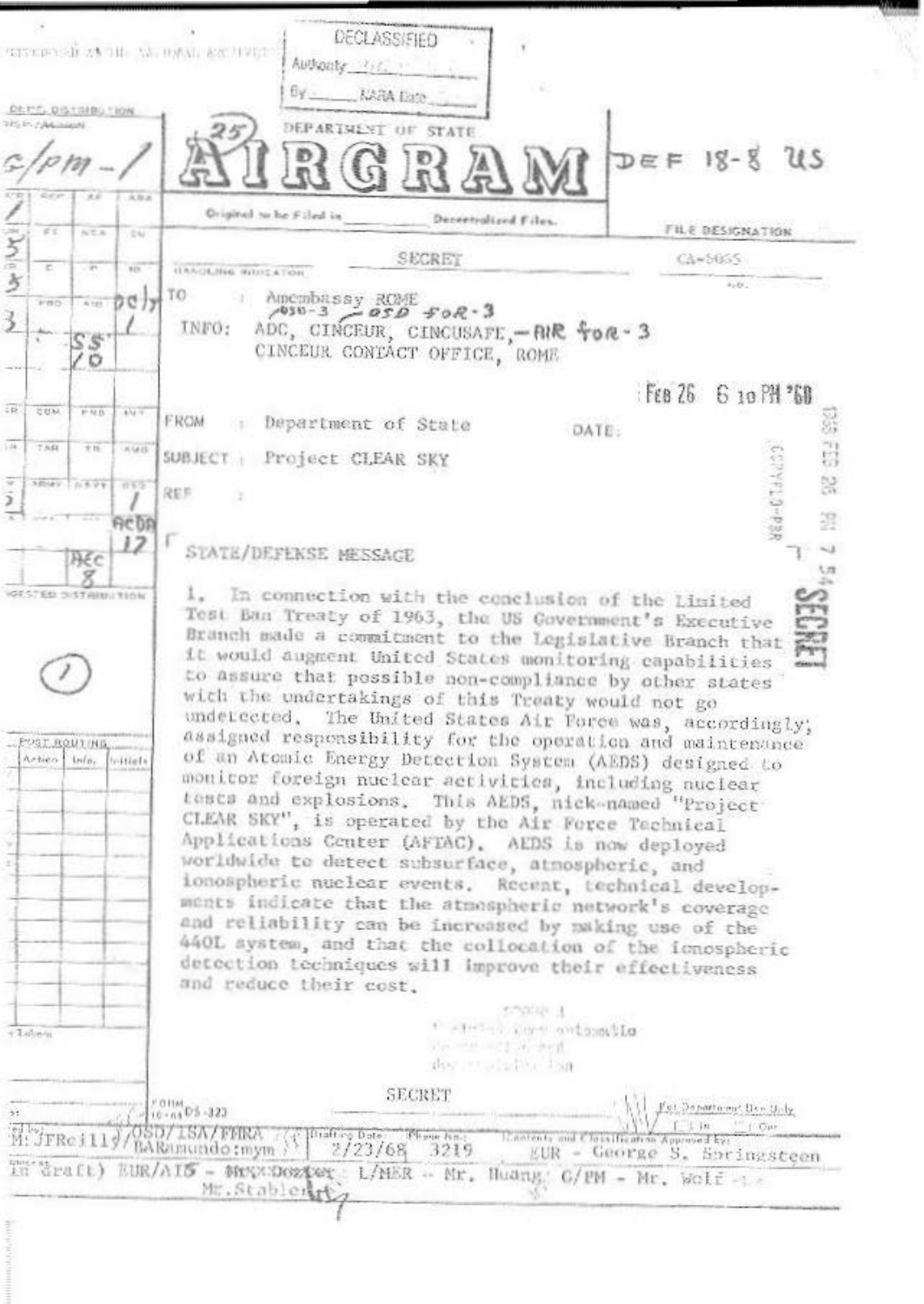DECLASSIFIED
Authority
By ______ NARA Date ______

DEPARTMENT OF STATE

# AIRGRAM

DEF 18-8 US

Origin: to be Filed in Decentralized Files.

FILE DESIGNATION

SECRET

CA-5055

TO : Amembassy ROME
OSD-3 — OSD FOR-3

INFO: ADC, CINCEUR, CINCUSAFE, — AIR FOR-3
CINCEUR CONTACT OFFICE, ROME

Feb 26 6 10 PM '68

FROM : Department of State

DATE:

SUBJECT : Project CLEAR SKY

REF :

STATE/DEFENSE MESSAGE

1. In connection with the conclusion of the Limited Test Ban Treaty of 1963, the US Government's Executive Branch made a commitment to the Legislative Branch that it would augment United States monitoring capabilities to assure that possible non-compliance by other states with the undertakings of this Treaty would not go undetected. The United States Air Force was, accordingly, assigned responsibility for the operation and maintenance of an Atomic Energy Detection System (AEDS) designed to monitor foreign nuclear activities, including nuclear tests and explosions. This AEDS, nick-named "Project CLEAR SKY", is operated by the Air Force Technical Applications Center (AFTAC). AEDS is now deployed worldwide to detect subsurface, atmospheric, and ionospheric nuclear events. Recent, technical developments indicate that the atmospheric network's coverage and reliability can be increased by making use of the 440L system, and that the collocation of the ionospheric detection techniques will improve their effectiveness and reduce their cost.

SECRET

Drafted by: M: JFReilly/OSD/ISA/FMRA BARaimundo:mym
Drafting Date: 2/23/68
Phone No.: 3219
Contents and Classification Approved by: EUR - George S. Springsteen

Clearances: EUR/AIS - Mr. Stabler; L/NEA - Mr. Huang; G/PM - Mr. Wolf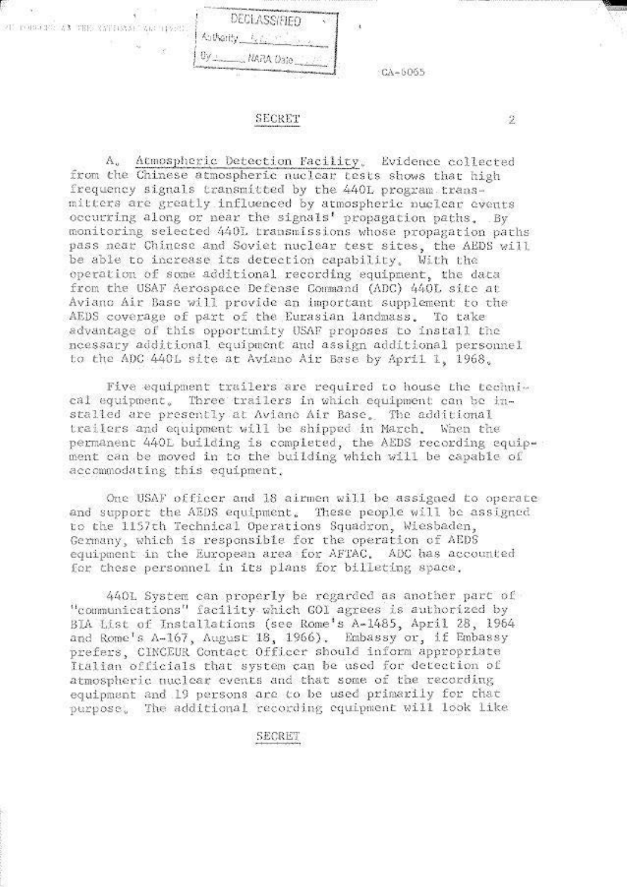DECLASSIFIED
Authority
By ______ NARA Date ______

CA-6065

SECRET

A. Atmospheric Detection Facility. Evidence collected from the Chinese atmospheric nuclear tests shows that high frequency signals transmitted by the 440L program transmitters are greatly influenced by atmospheric nuclear events occurring along or near the signals' propagation paths. By monitoring selected 440L transmissions whose propagation paths pass near Chinese and Soviet nuclear test sites, the AEDS will be able to increase its detection capability. With the operation of some additional recording equipment, the data from the USAF Aerospace Defense Command (ADC) 440L site at Aviano Air Base will provide an important supplement to the AEDS coverage of part of the Eurasian landmass. To take advantage of this opportunity USAF proposes to install the necessary additional equipment and assign additional personnel to the ADC 440L site at Aviano Air Base by April 1, 1968.

Five equipment trailers are required to house the technical equipment. Three trailers in which equipment can be installed are presently at Aviano Air Base. The additional trailers and equipment will be shipped in March. When the permanent 440L building is completed, the AEDS recording equipment can be moved in to the building which will be capable of accommodating this equipment.

One USAF officer and 18 airmen will be assigned to operate and support the AEDS equipment. These people will be assigned to the 1157th Technical Operations Squadron, Wiesbaden, Germany, which is responsible for the operation of AEDS equipment in the European area for AFTAC. ADC has accounted for these personnel in its plans for billeting space.

440L System can properly be regarded as another part of "communications" facility which GOI agrees is authorized by BIA List of Installations (see Rome's A-1485, April 28, 1964 and Rome's A-167, August 18, 1966). Embassy or, if Embassy prefers, CINCEUR Contact Officer should inform appropriate Italian officials that system can be used for detection of atmospheric nuclear events and that some of the recording equipment and 19 persons are to be used primarily for that purpose. The additional recording equipment will look like

SECRET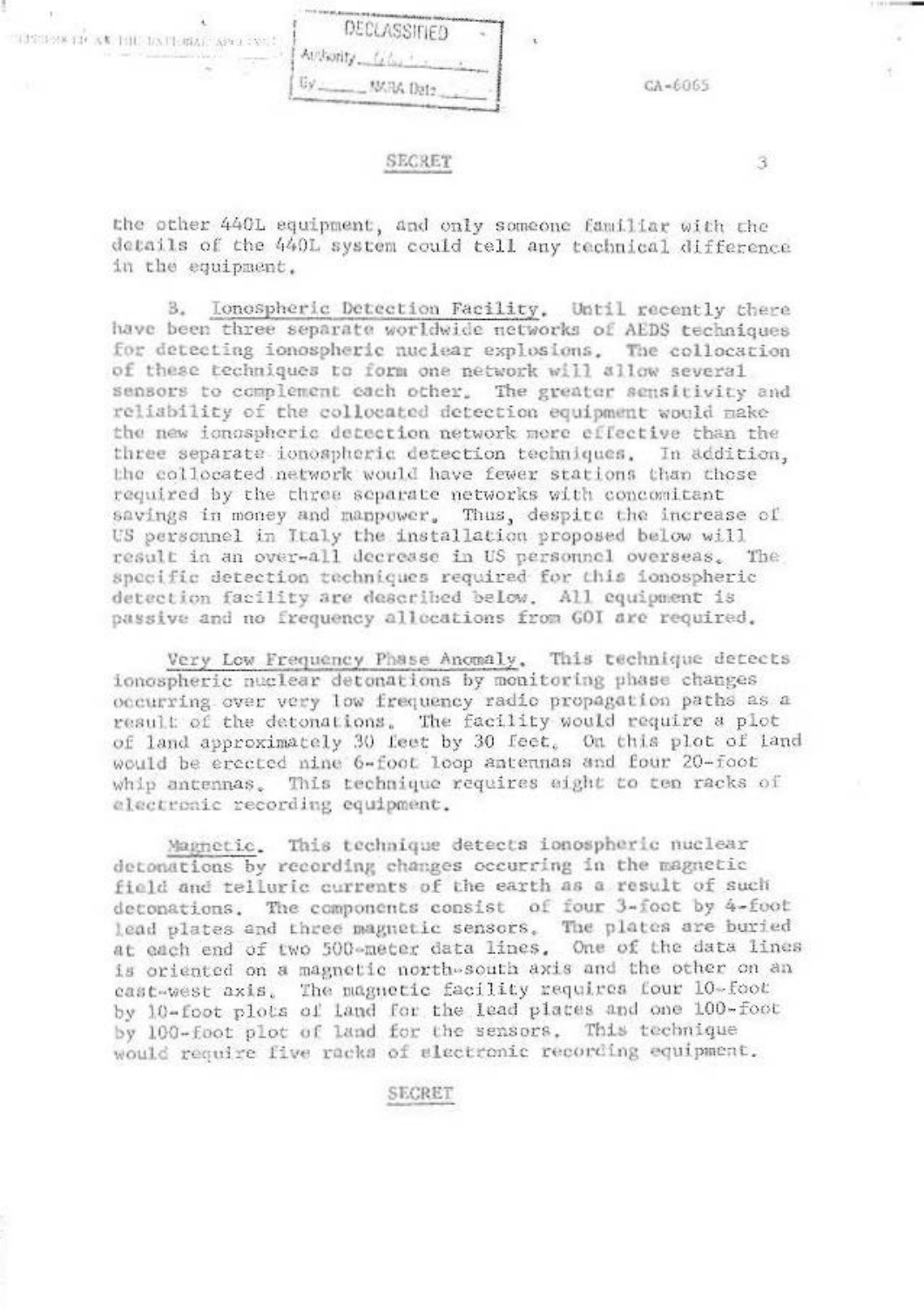SECRET

the other 440L equipment, and only someone familiar with the details of the 440L system could tell any technical difference in the equipment.

B. Ionospheric Detection Facility. Until recently there have been three separate worldwide networks of AEDS techniques for detecting ionospheric nuclear explosions. The collocation of these techniques to form one network will allow several sensors to complement each other. The greater sensitivity and reliability of the collocated detection equipment would make the new ionospheric detection network more effective than the three separate ionospheric detection techniques. In addition, the collocated network would have fewer stations than those required by the three separate networks with concomitant savings in money and manpower. Thus, despite the increase of US personnel in Italy the installation proposed below will result in an over-all decrease in US personnel overseas. The specific detection techniques required for this ionospheric detection facility are described below. All equipment is passive and no frequency allocations from GOI are required.

Very Low Frequency Phase Anomaly. This technique detects ionospheric nuclear detonations by monitoring phase changes occurring over very low frequency radio propagation paths as a result of the detonations. The facility would require a plot of land approximately 30 feet by 30 feet. On this plot of land would be erected nine 6-foot loop antennas and four 20-foot whip antennas. This technique requires eight to ten racks of electronic recording equipment.

Magnetic. This technique detects ionospheric nuclear detonations by recording changes occurring in the magnetic field and telluric currents of the earth as a result of such detonations. The components consist of four 3-foot by 4-foot lead plates and three magnetic sensors. The plates are buried at each end of two 500-meter data lines. One of the data lines is oriented on a magnetic north-south axis and the other on an east-west axis. The magnetic facility requires four 10-foot by 10-foot plots of land for the lead plates and one 100-foot by 100-foot plot of land for the sensors. This technique would require five racks of electronic recording equipment.

SECRET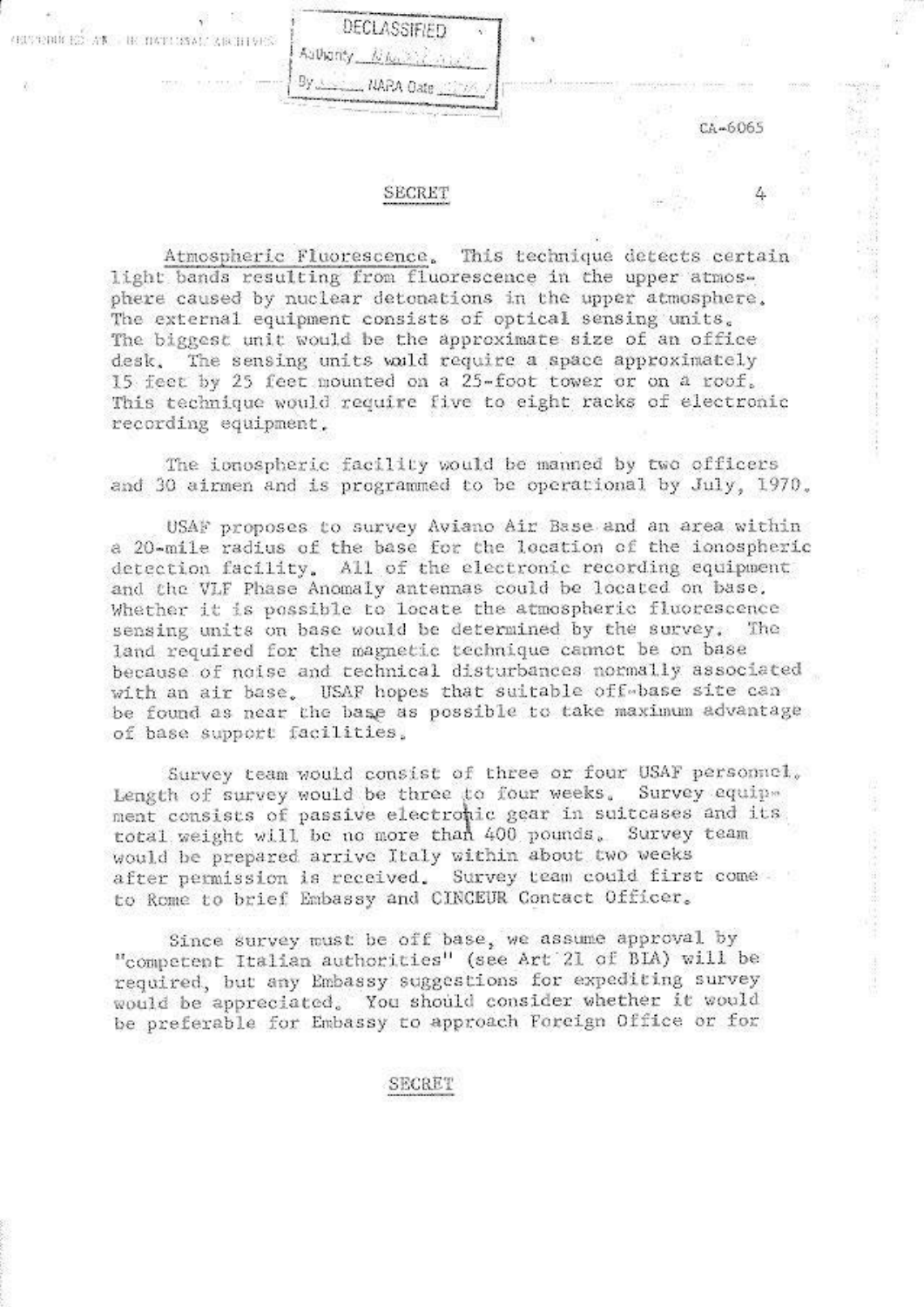DECLASSIFIED
Authority ________
By ______ NARA Date ______

CA-6065

SECRET

Atmospheric Fluorescence. This technique detects certain light bands resulting from fluorescence in the upper atmosphere caused by nuclear detonations in the upper atmosphere. The external equipment consists of optical sensing units. The biggest unit would be the approximate size of an office desk. The sensing units would require a space approximately 15 feet by 25 feet mounted on a 25-foot tower or on a roof. This technique would require five to eight racks of electronic recording equipment.

The ionospheric facility would be manned by two officers and 30 airmen and is programmed to be operational by July, 1970.

USAF proposes to survey Aviano Air Base and an area within a 20-mile radius of the base for the location of the ionospheric detection facility. All of the electronic recording equipment and the VLF Phase Anomaly antennas could be located on base. Whether it is possible to locate the atmospheric fluorescence sensing units on base would be determined by the survey. The land required for the magnetic technique cannot be on base because of noise and technical disturbances normally associated with an air base. USAF hopes that suitable off-base site can be found as near the base as possible to take maximum advantage of base support facilities.

Survey team would consist of three or four USAF personnel. Length of survey would be three to four weeks. Survey equipment consists of passive electronic gear in suitcases and its total weight will be no more than 400 pounds. Survey team would be prepared arrive Italy within about two weeks after permission is received. Survey team could first come to Rome to brief Embassy and CINCEUR Contact Officer.

Since survey must be off base, we assume approval by "competent Italian authorities" (see Art 21 of BIA) will be required, but any Embassy suggestions for expediting survey would be appreciated. You should consider whether it would be preferable for Embassy to approach Foreign Office or for

SECRET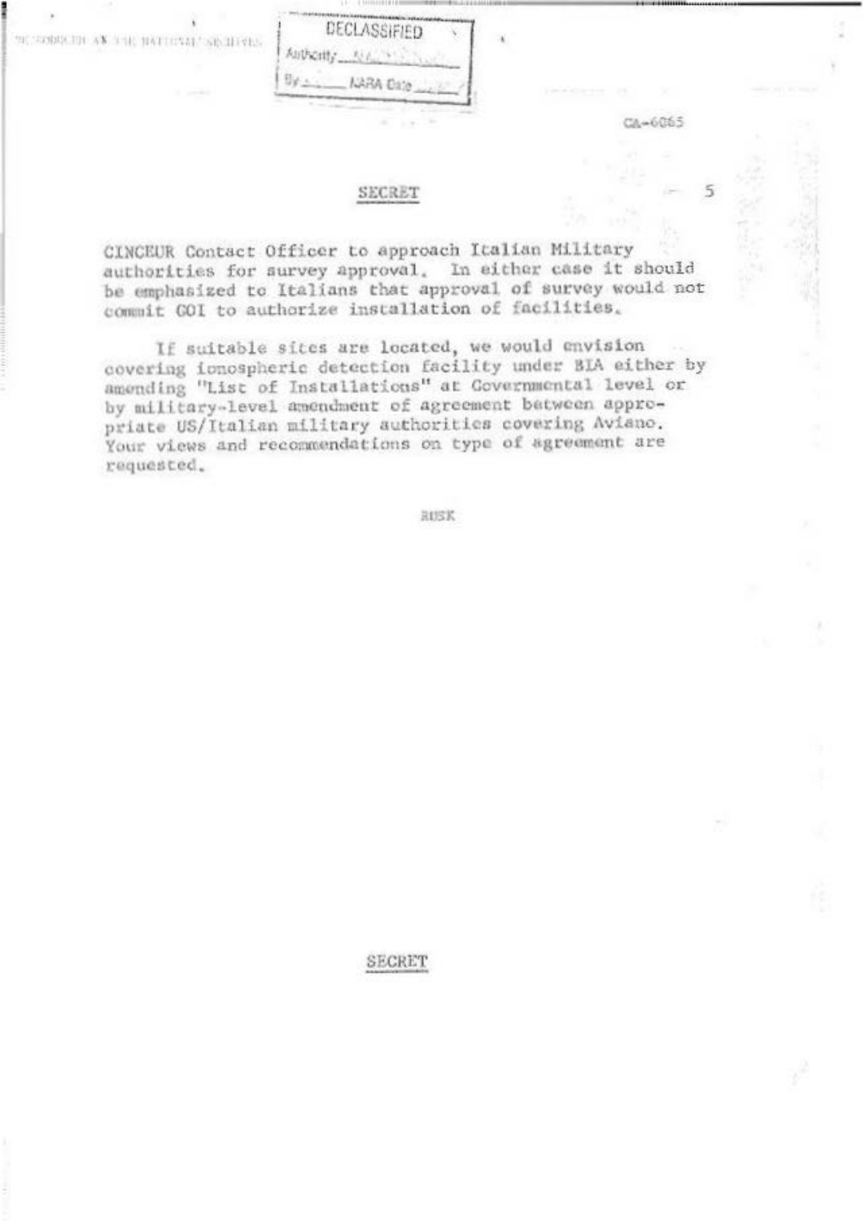DECLASSIFIED
Authority
By ___ NARA Date

CA-6065

SECRET

CINCEUR Contact Officer to approach Italian Military authorities for survey approval. In either case it should be emphasized to Italians that approval of survey would not commit GOI to authorize installation of facilities.

If suitable sites are located, we would envision covering ionospheric detection facility under BIA either by amending "List of Installations" at Governmental level or by military-level amendment of agreement between appropriate US/Italian military authorities covering Aviano. Your views and recommendations on type of agreement are requested.

RUSK

SECRET